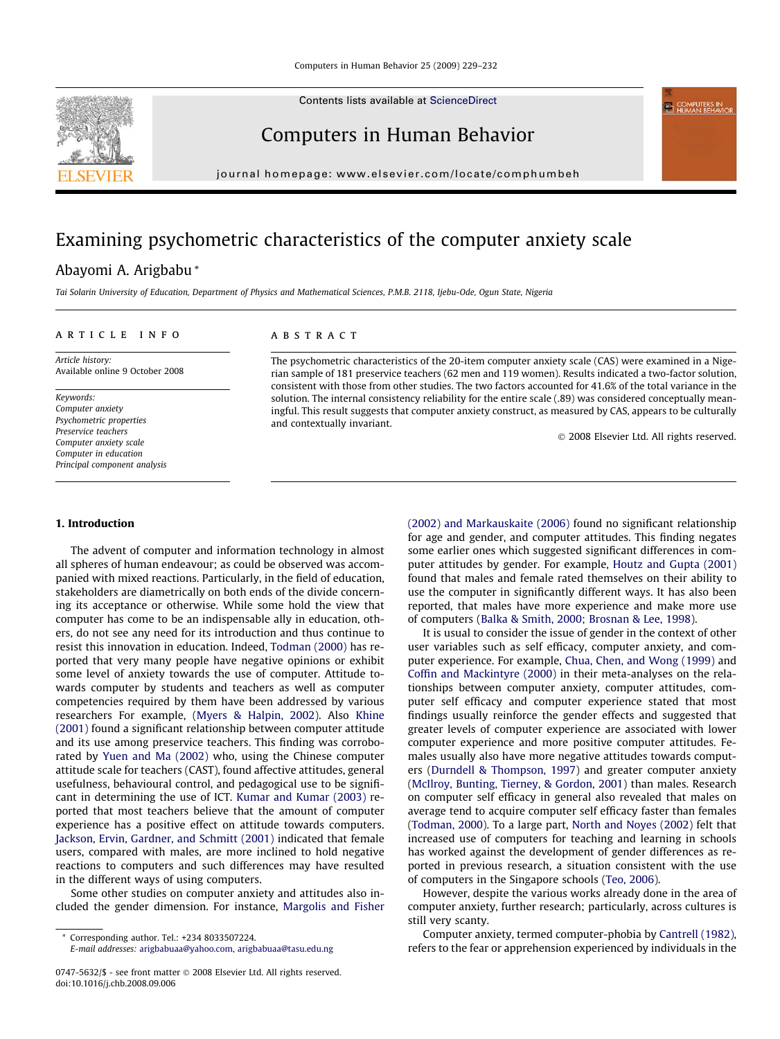Contents lists available at ScienceDirect

# Computers in Human Behavior

journal homepage: www.elsevier.com/locate/comphumbeh

# Examining psychometric characteristics of the computer anxiety scale

Abayomi A. Arigbabu *

*Tai Solarin University of Education, Department of Physics and Mathematical Sciences, P.M.B. 2118, Ijebu-Ode, Ogun State, Nigeria*

**ARTICLE INFO**

*Article history:*
Available online 9 October 2008

*Keywords:*
*Computer anxiety*
*Psychometric properties*
*Preservice teachers*
*Computer anxiety scale*
*Computer in education*
*Principal component analysis*

**ABSTRACT**

The psychometric characteristics of the 20-item computer anxiety scale (CAS) were examined in a Nigerian sample of 181 preservice teachers (62 men and 119 women). Results indicated a two-factor solution, consistent with those from other studies. The two factors accounted for 41.6% of the total variance in the solution. The internal consistency reliability for the entire scale (.89) was considered conceptually meaningful. This result suggests that computer anxiety construct, as measured by CAS, appears to be culturally and contextually invariant.

© 2008 Elsevier Ltd. All rights reserved.

## 1. Introduction

The advent of computer and information technology in almost all spheres of human endeavour; as could be observed was accompanied with mixed reactions. Particularly, in the field of education, stakeholders are diametrically on both ends of the divide concerning its acceptance or otherwise. While some hold the view that computer has come to be an indispensable ally in education, others, do not see any need for its introduction and thus continue to resist this innovation in education. Indeed, Todman (2000) has reported that very many people have negative opinions or exhibit some level of anxiety towards the use of computer. Attitude towards computer by students and teachers as well as computer competencies required by them have been addressed by various researchers For example, (Myers & Halpin, 2002). Also Khine (2001) found a significant relationship between computer attitude and its use among preservice teachers. This finding was corroborated by Yuen and Ma (2002) who, using the Chinese computer attitude scale for teachers (CAST), found affective attitudes, general usefulness, behavioural control, and pedagogical use to be significant in determining the use of ICT. Kumar and Kumar (2003) reported that most teachers believe that the amount of computer experience has a positive effect on attitude towards computers. Jackson, Ervin, Gardner, and Schmitt (2001) indicated that female users, compared with males, are more inclined to hold negative reactions to computers and such differences may have resulted in the different ways of using computers.

Some other studies on computer anxiety and attitudes also included the gender dimension. For instance, Margolis and Fisher (2002) and Markauskaite (2006) found no significant relationship for age and gender, and computer attitudes. This finding negates some earlier ones which suggested significant differences in computer attitudes by gender. For example, Houtz and Gupta (2001) found that males and female rated themselves on their ability to use the computer in significantly different ways. It has also been reported, that males have more experience and make more use of computers (Balka & Smith, 2000; Brosnan & Lee, 1998).

It is usual to consider the issue of gender in the context of other user variables such as self efficacy, computer anxiety, and computer experience. For example, Chua, Chen, and Wong (1999) and Coffin and Mackintyre (2000) in their meta-analyses on the relationships between computer anxiety, computer attitudes, computer self efficacy and computer experience stated that most findings usually reinforce the gender effects and suggested that greater levels of computer experience are associated with lower computer experience and more positive computer attitudes. Females usually also have more negative attitudes towards computers (Durndell & Thompson, 1997) and greater computer anxiety (McIlroy, Bunting, Tierney, & Gordon, 2001) than males. Research on computer self efficacy in general also revealed that males on average tend to acquire computer self efficacy faster than females (Todman, 2000). To a large part, North and Noyes (2002) felt that increased use of computers for teaching and learning in schools has worked against the development of gender differences as reported in previous research, a situation consistent with the use of computers in the Singapore schools (Teo, 2006).

However, despite the various works already done in the area of computer anxiety, further research; particularly, across cultures is still very scanty.

Computer anxiety, termed computer-phobia by Cantrell (1982), refers to the fear or apprehension experienced by individuals in the

---

* Corresponding author. Tel.: +234 8033507224.
*E-mail addresses:* arigbabuaa@yahoo.com, arigbabuaa@tasu.edu.ng

0747-5632/$ - see front matter © 2008 Elsevier Ltd. All rights reserved.
doi:10.1016/j.chb.2008.09.006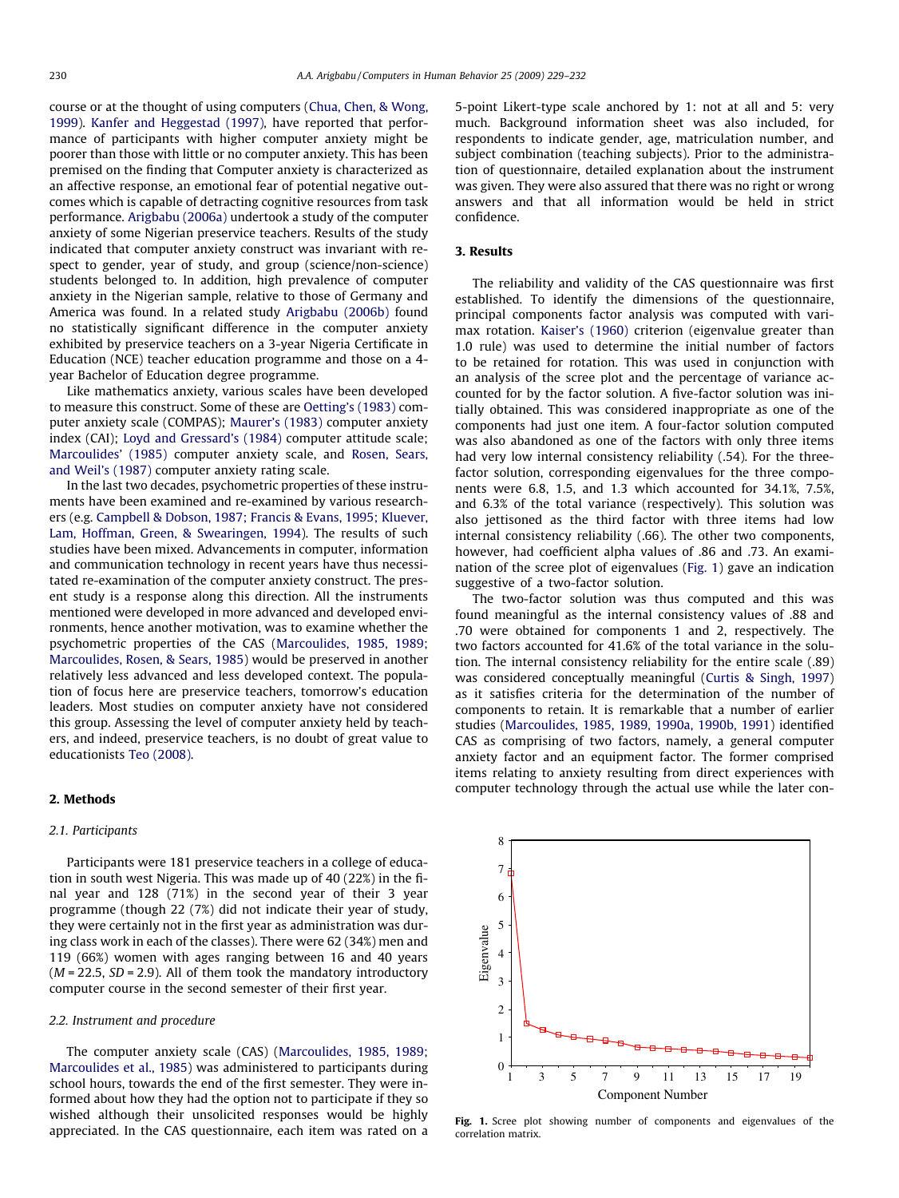course or at the thought of using computers (Chua, Chen, & Wong, 1999). Kanfer and Heggestad (1997), have reported that performance of participants with higher computer anxiety might be poorer than those with little or no computer anxiety. This has been premised on the finding that Computer anxiety is characterized as an affective response, an emotional fear of potential negative outcomes which is capable of detracting cognitive resources from task performance. Arigbabu (2006a) undertook a study of the computer anxiety of some Nigerian preservice teachers. Results of the study indicated that computer anxiety construct was invariant with respect to gender, year of study, and group (science/non-science) students belonged to. In addition, high prevalence of computer anxiety in the Nigerian sample, relative to those of Germany and America was found. In a related study Arigbabu (2006b) found no statistically significant difference in the computer anxiety exhibited by preservice teachers on a 3-year Nigeria Certificate in Education (NCE) teacher education programme and those on a 4-year Bachelor of Education degree programme.

Like mathematics anxiety, various scales have been developed to measure this construct. Some of these are Oetting's (1983) computer anxiety scale (COMPAS); Maurer's (1983) computer anxiety index (CAI); Loyd and Gressard's (1984) computer attitude scale; Marcoulides' (1985) computer anxiety scale, and Rosen, Sears, and Weil's (1987) computer anxiety rating scale.

In the last two decades, psychometric properties of these instruments have been examined and re-examined by various researchers (e.g. Campbell & Dobson, 1987; Francis & Evans, 1995; Kluever, Lam, Hoffman, Green, & Swearingen, 1994). The results of such studies have been mixed. Advancements in computer, information and communication technology in recent years have thus necessitated re-examination of the computer anxiety construct. The present study is a response along this direction. All the instruments mentioned were developed in more advanced and developed environments, hence another motivation, was to examine whether the psychometric properties of the CAS (Marcoulides, 1985, 1989; Marcoulides, Rosen, & Sears, 1985) would be preserved in another relatively less advanced and less developed context. The population of focus here are preservice teachers, tomorrow's education leaders. Most studies on computer anxiety have not considered this group. Assessing the level of computer anxiety held by teachers, and indeed, preservice teachers, is no doubt of great value to educationists Teo (2008).

## 2. Methods

### 2.1. Participants

Participants were 181 preservice teachers in a college of education in south west Nigeria. This was made up of 40 (22%) in the final year and 128 (71%) in the second year of their 3 year programme (though 22 (7%) did not indicate their year of study, they were certainly not in the first year as administration was during class work in each of the classes). There were 62 (34%) men and 119 (66%) women with ages ranging between 16 and 40 years ($M = 22.5$, $SD = 2.9$). All of them took the mandatory introductory computer course in the second semester of their first year.

### 2.2. Instrument and procedure

The computer anxiety scale (CAS) (Marcoulides, 1985, 1989; Marcoulides et al., 1985) was administered to participants during school hours, towards the end of the first semester. They were informed about how they had the option not to participate if they so wished although their unsolicited responses would be highly appreciated. In the CAS questionnaire, each item was rated on a 5-point Likert-type scale anchored by 1: not at all and 5: very much. Background information sheet was also included, for respondents to indicate gender, age, matriculation number, and subject combination (teaching subjects). Prior to the administration of questionnaire, detailed explanation about the instrument was given. They were also assured that there was no right or wrong answers and that all information would be held in strict confidence.

## 3. Results

The reliability and validity of the CAS questionnaire was first established. To identify the dimensions of the questionnaire, principal components factor analysis was computed with varimax rotation. Kaiser's (1960) criterion (eigenvalue greater than 1.0 rule) was used to determine the initial number of factors to be retained for rotation. This was used in conjunction with an analysis of the scree plot and the percentage of variance accounted for by the factor solution. A five-factor solution was initially obtained. This was considered inappropriate as one of the components had just one item. A four-factor solution computed was also abandoned as one of the factors with only three items had very low internal consistency reliability (.54). For the three-factor solution, corresponding eigenvalues for the three components were 6.8, 1.5, and 1.3 which accounted for 34.1%, 7.5%, and 6.3% of the total variance (respectively). This solution was also jettisoned as the third factor with three items had low internal consistency reliability (.66). The other two components, however, had coefficient alpha values of .86 and .73. An examination of the scree plot of eigenvalues (Fig. 1) gave an indication suggestive of a two-factor solution.

The two-factor solution was thus computed and this was found meaningful as the internal consistency values of .88 and .70 were obtained for components 1 and 2, respectively. The two factors accounted for 41.6% of the total variance in the solution. The internal consistency reliability for the entire scale (.89) was considered conceptually meaningful (Curtis & Singh, 1997) as it satisfies criteria for the determination of the number of components to retain. It is remarkable that a number of earlier studies (Marcoulides, 1985, 1989, 1990a, 1990b, 1991) identified CAS as comprising of two factors, namely, a general computer anxiety factor and an equipment factor. The former comprised items relating to anxiety resulting from direct experiences with computer technology through the actual use while the later con-

**Fig. 1.** Scree plot showing number of components and eigenvalues of the correlation matrix.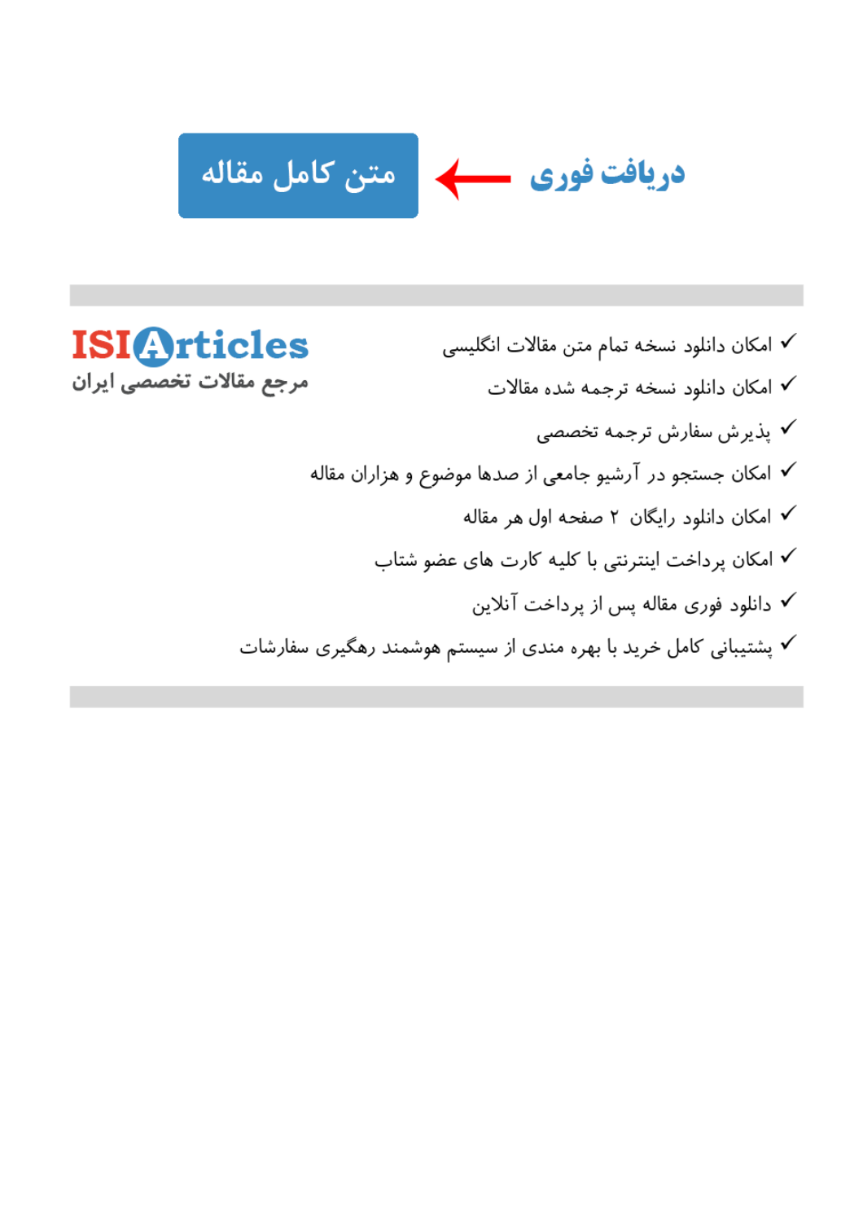دریافت فوری ← متن کامل مقاله

ISIArticles
مرجع مقالات تخصصی ایران

- ✓ امکان دانلود نسخه تمام متن مقالات انگلیسی
- ✓ امکان دانلود نسخه ترجمه شده مقالات
- ✓ پذیرش سفارش ترجمه تخصصی
- ✓ امکان جستجو در آرشیو جامعی از صدها موضوع و هزاران مقاله
- ✓ امکان دانلود رایگان ۲ صفحه اول هر مقاله
- ✓ امکان پرداخت اینترنتی با کلیه کارت های عضو شتاب
- ✓ دانلود فوری مقاله پس از پرداخت آنلاین
- ✓ پشتیبانی کامل خرید با بهره مندی از سیستم هوشمند رهگیری سفارشات